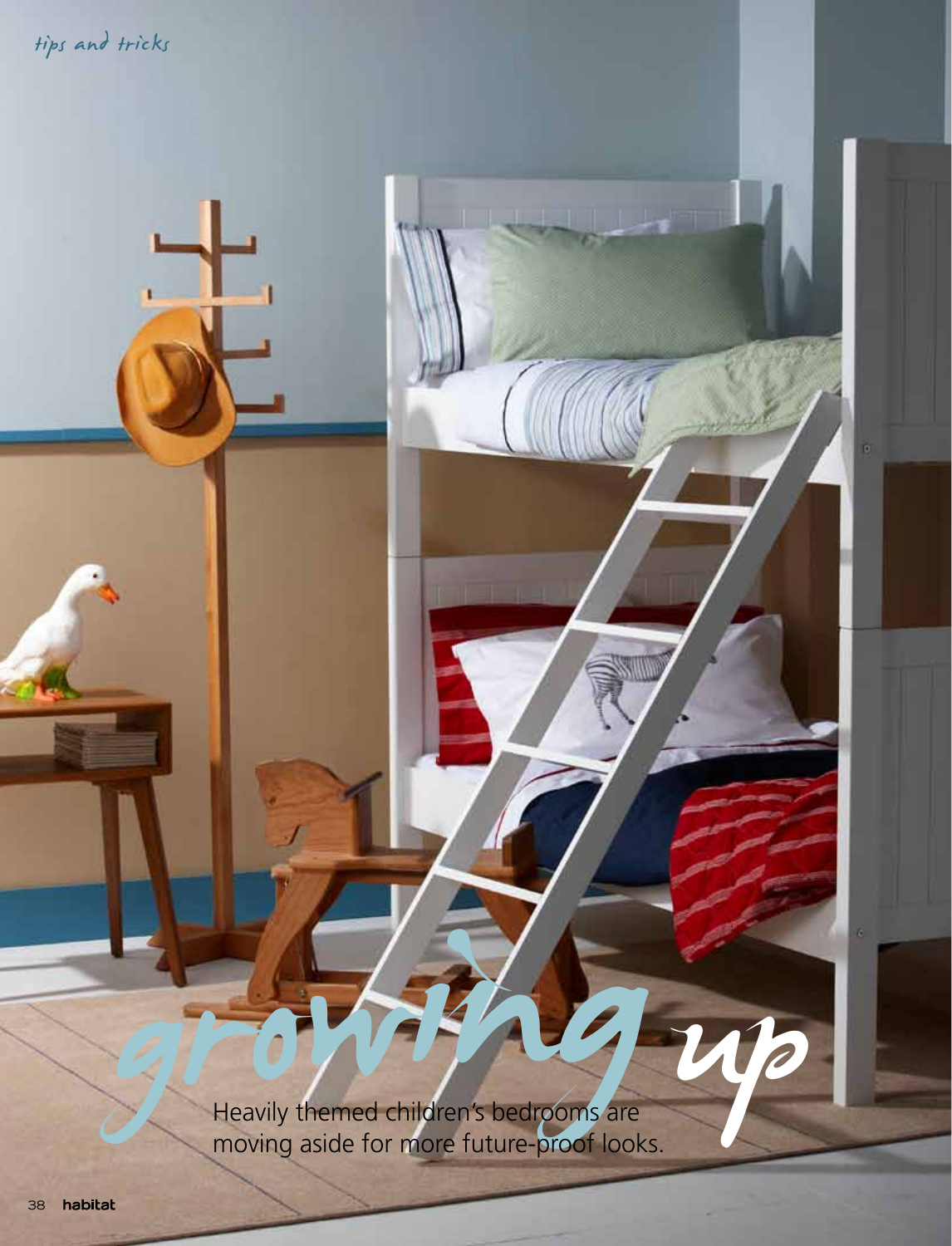*tips and tricks*

# *growing up*

Heavily themed children's bedrooms are moving aside for more future-proof looks.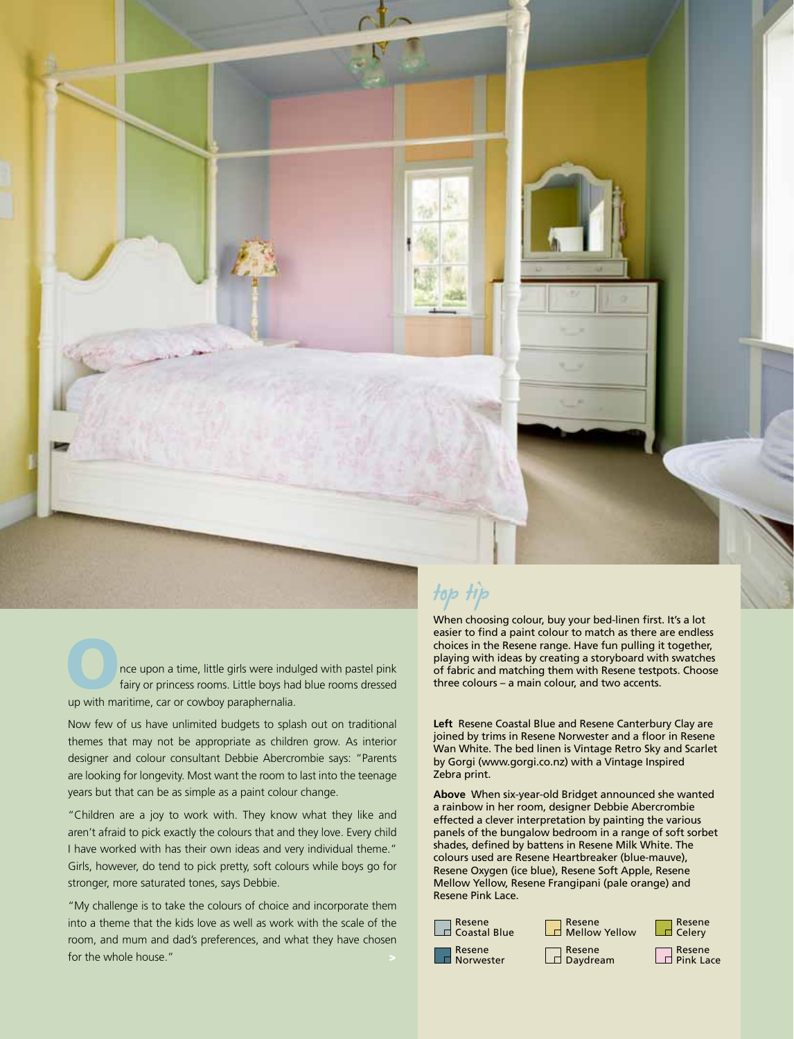Once upon a time, little girls were indulged with pastel pink fairy or princess rooms. Little boys had blue rooms dressed up with maritime, car or cowboy paraphernalia.

Now few of us have unlimited budgets to splash out on traditional themes that may not be appropriate as children grow. As interior designer and colour consultant Debbie Abercrombie says: "Parents are looking for longevity. Most want the room to last into the teenage years but that can be as simple as a paint colour change.

"Children are a joy to work with. They know what they like and aren't afraid to pick exactly the colours that and they love. Every child I have worked with has their own ideas and very individual theme." Girls, however, do tend to pick pretty, soft colours while boys go for stronger, more saturated tones, says Debbie.

"My challenge is to take the colours of choice and incorporate them into a theme that the kids love as well as work with the scale of the room, and mum and dad's preferences, and what they have chosen for the whole house."

## top tip

When choosing colour, buy your bed-linen first. It's a lot easier to find a paint colour to match as there are endless choices in the Resene range. Have fun pulling it together, playing with ideas by creating a storyboard with swatches of fabric and matching them with Resene testpots. Choose three colours – a main colour, and two accents.

**Left** Resene Coastal Blue and Resene Canterbury Clay are joined by trims in Resene Norwester and a floor in Resene Wan White. The bed linen is Vintage Retro Sky and Scarlet by Gorgi (www.gorgi.co.nz) with a Vintage Inspired Zebra print.

**Above** When six-year-old Bridget announced she wanted a rainbow in her room, designer Debbie Abercrombie effected a clever interpretation by painting the various panels of the bungalow bedroom in a range of soft sorbet shades, defined by battens in Resene Milk White. The colours used are Resene Heartbreaker (blue-mauve), Resene Oxygen (ice blue), Resene Soft Apple, Resene Mellow Yellow, Resene Frangipani (pale orange) and Resene Pink Lace.

Resene Coastal Blue
Resene Norwester
Resene Mellow Yellow
Resene Daydream
Resene Celery
Resene Pink Lace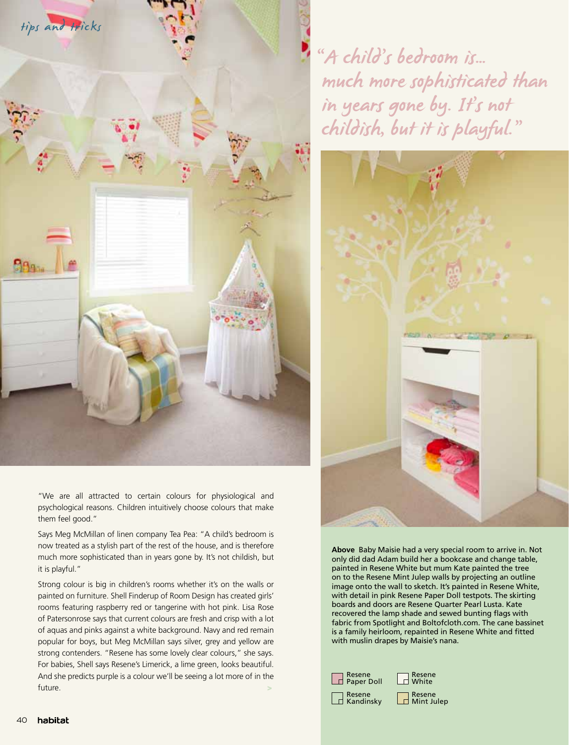*tips and tricks*

> "A child's bedroom is… much more sophisticated than in years gone by. It's not childish, but it is playful."

"We are all attracted to certain colours for physiological and psychological reasons. Children intuitively choose colours that make them feel good."

Says Meg McMillan of linen company Tea Pea: "A child's bedroom is now treated as a stylish part of the rest of the house, and is therefore much more sophisticated than in years gone by. It's not childish, but it is playful."

Strong colour is big in children's rooms whether it's on the walls or painted on furniture. Shell Finderup of Room Design has created girls' rooms featuring raspberry red or tangerine with hot pink. Lisa Rose of Patersonrose says that current colours are fresh and crisp with a lot of aquas and pinks against a white background. Navy and red remain popular for boys, but Meg McMillan says silver, grey and yellow are strong contenders. "Resene has some lovely clear colours," she says. For babies, Shell says Resene's Limerick, a lime green, looks beautiful. And she predicts purple is a colour we'll be seeing a lot more of in the future.

**Above** Baby Maisie had a very special room to arrive in. Not only did dad Adam build her a bookcase and change table, painted in Resene White but mum Kate painted the tree on to the Resene Mint Julep walls by projecting an outline image onto the wall to sketch. It's painted in Resene White, with detail in pink Resene Paper Doll testpots. The skirting boards and doors are Resene Quarter Pearl Lusta. Kate recovered the lamp shade and sewed bunting flags with fabric from Spotlight and Boltofcloth.com. The cane bassinet is a family heirloom, repainted in Resene White and fitted with muslin drapes by Maisie's nana.

- Resene Paper Doll
- Resene White
- Resene Kandinsky
- Resene Mint Julep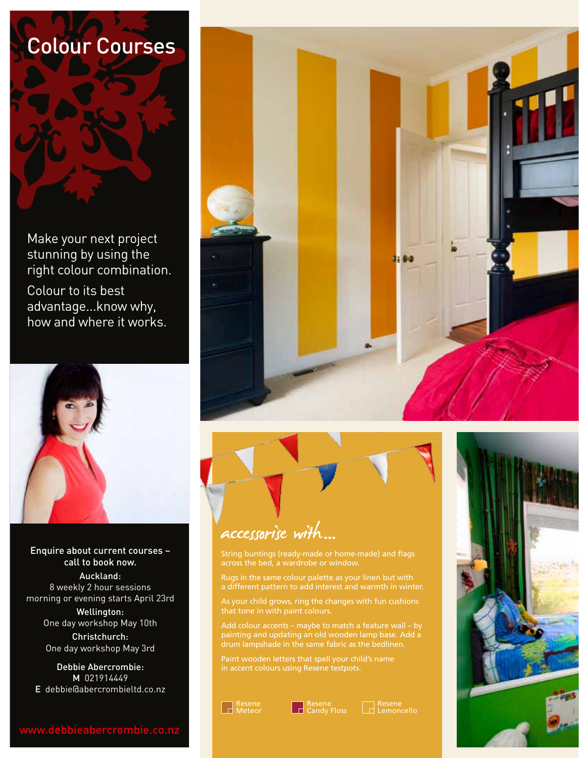# Colour Courses

Make your next project stunning by using the right colour combination.

Colour to its best advantage...know why, how and where it works.

Enquire about current courses – call to book now.

**Auckland:**
8 weekly 2 hour sessions
morning or evening starts April 23rd

**Wellington:**
One day workshop May 10th

**Christchurch:**
One day workshop May 3rd

**Debbie Abercrombie:**
**M** 021914449
**E** debbie@abercrombieltd.co.nz

www.debbieabercrombie.co.nz

## accessorise with...

String buntings (ready-made or home-made) and flags across the bed, a wardrobe or window.

Rugs in the same colour palette as your linen but with a different pattern to add interest and warmth in winter.

As your child grows, ring the changes with fun cushions that tone in with paint colours.

Add colour accents – maybe to match a feature wall – by painting and updating an old wooden lamp base. Add a drum lampshade in the same fabric as the bedlinen.

Paint wooden letters that spell your child's name in accent colours using Resene testpots.

Resene Meteor

Resene Candy Floss

Resene Lemoncello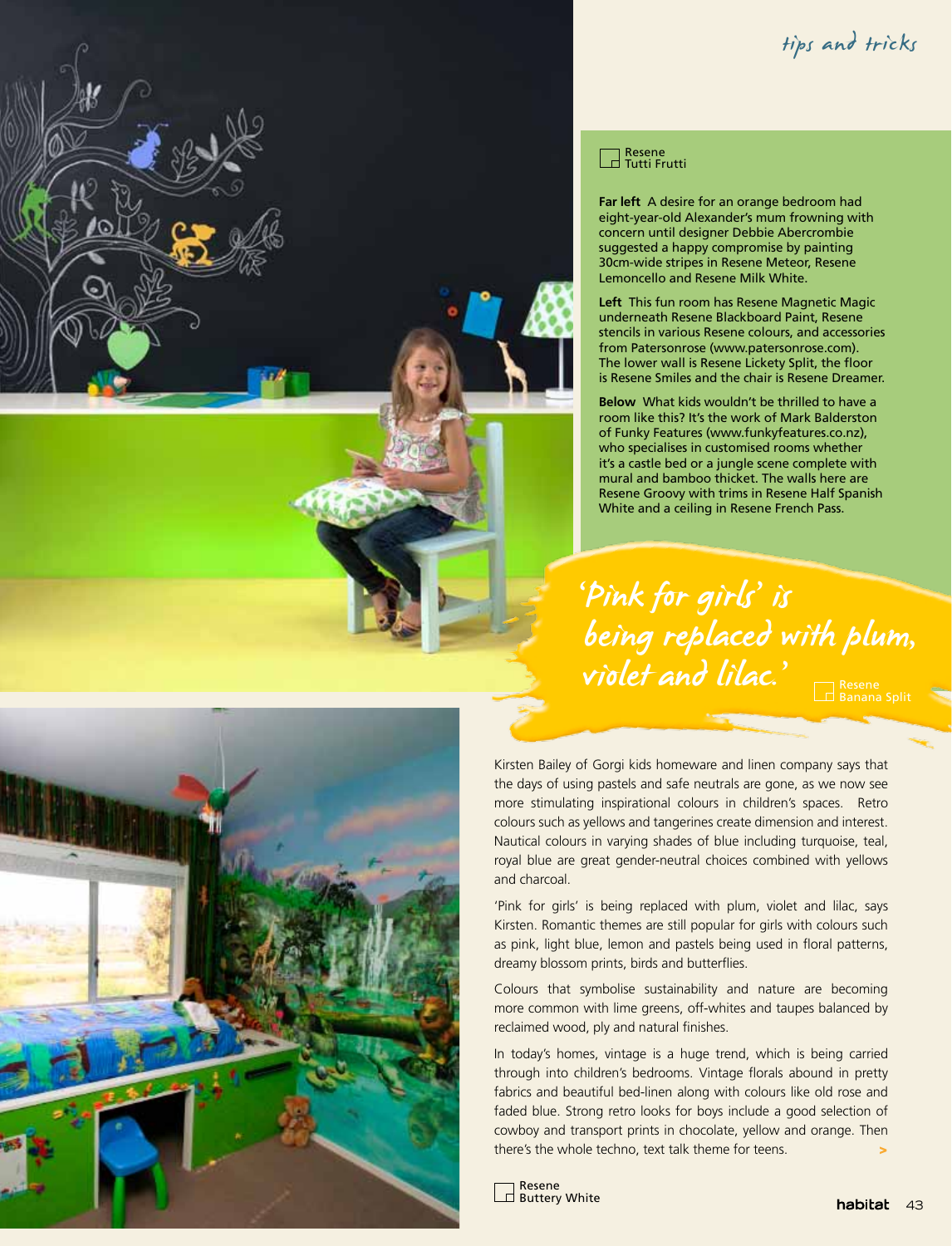*tips and tricks*

Resene
Tutti Frutti

**Far left** A desire for an orange bedroom had eight-year-old Alexander's mum frowning with concern until designer Debbie Abercrombie suggested a happy compromise by painting 30cm-wide stripes in Resene Meteor, Resene Lemoncello and Resene Milk White.

**Left** This fun room has Resene Magnetic Magic underneath Resene Blackboard Paint, Resene stencils in various Resene colours, and accessories from Patersonrose (www.patersonrose.com). The lower wall is Resene Lickety Split, the floor is Resene Smiles and the chair is Resene Dreamer.

**Below** What kids wouldn't be thrilled to have a room like this? It's the work of Mark Balderston of Funky Features (www.funkyfeatures.co.nz), who specialises in customised rooms whether it's a castle bed or a jungle scene complete with mural and bamboo thicket. The walls here are Resene Groovy with trims in Resene Half Spanish White and a ceiling in Resene French Pass.

## 'Pink for girls' is being replaced with plum, violet and lilac.'

Resene
Banana Split

Kirsten Bailey of Gorgi kids homeware and linen company says that the days of using pastels and safe neutrals are gone, as we now see more stimulating inspirational colours in children's spaces. Retro colours such as yellows and tangerines create dimension and interest. Nautical colours in varying shades of blue including turquoise, teal, royal blue are great gender-neutral choices combined with yellows and charcoal.

'Pink for girls' is being replaced with plum, violet and lilac, says Kirsten. Romantic themes are still popular for girls with colours such as pink, light blue, lemon and pastels being used in floral patterns, dreamy blossom prints, birds and butterflies.

Colours that symbolise sustainability and nature are becoming more common with lime greens, off-whites and taupes balanced by reclaimed wood, ply and natural finishes.

In today's homes, vintage is a huge trend, which is being carried through into children's bedrooms. Vintage florals abound in pretty fabrics and beautiful bed-linen along with colours like old rose and faded blue. Strong retro looks for boys include a good selection of cowboy and transport prints in chocolate, yellow and orange. Then there's the whole techno, text talk theme for teens. >

Resene
Buttery White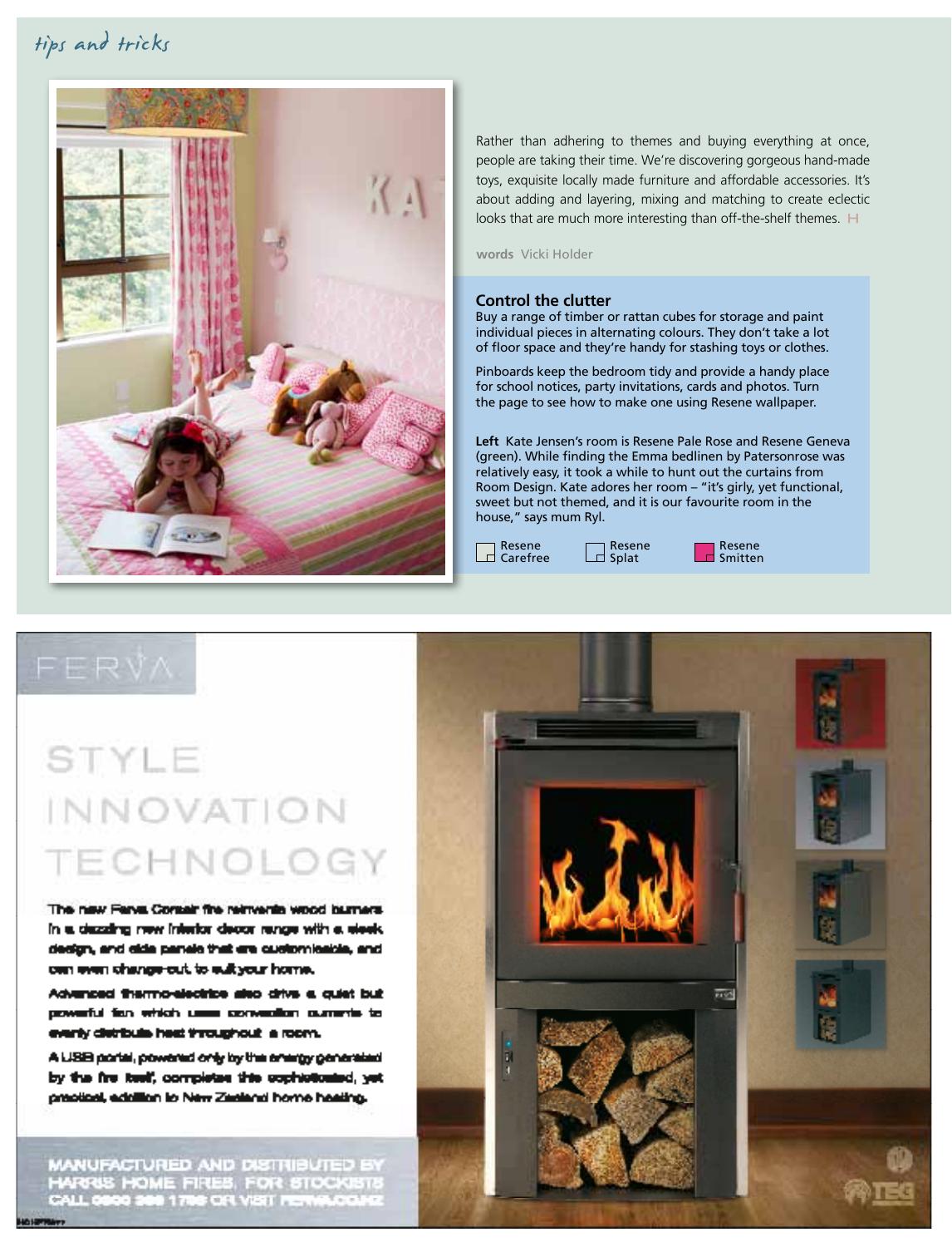*tips and tricks*

Rather than adhering to themes and buying everything at once, people are taking their time. We're discovering gorgeous hand-made toys, exquisite locally made furniture and affordable accessories. It's about adding and layering, mixing and matching to create eclectic looks that are much more interesting than off-the-shelf themes. H

**words** Vicki Holder

### Control the clutter

Buy a range of timber or rattan cubes for storage and paint individual pieces in alternating colours. They don't take a lot of floor space and they're handy for stashing toys or clothes.

Pinboards keep the bedroom tidy and provide a handy place for school notices, party invitations, cards and photos. Turn the page to see how to make one using Resene wallpaper.

**Left** Kate Jensen's room is Resene Pale Rose and Resene Geneva (green). While finding the Emma bedlinen by Patersonrose was relatively easy, it took a while to hunt out the curtains from Room Design. Kate adores her room – "it's girly, yet functional, sweet but not themed, and it is our favourite room in the house," says mum Ryl.

Resene Carefree | Resene Splat | Resene Smitten

FERVA

STYLE
INNOVATION
TECHNOLOGY

The new Ferva Corsair fire reinvents wood burners in a dazzling new interior decor range with a sleek design, and side panels that are customisable, and can even change-out to suit your home.

Advanced thermo-electrics also drive a quiet but powerful fan which uses convection currents to evenly distribute heat throughout a room.

A USB portal, powered only by the energy generated by the fire itself, completes this sophisticated, yet practical, addition to New Zealand home heating.

MANUFACTURED AND DISTRIBUTED BY HARRIS HOME FIRES. FOR STOCKISTS CALL 0800 369 1786 OR VISIT FERVA.CO.NZ

TEG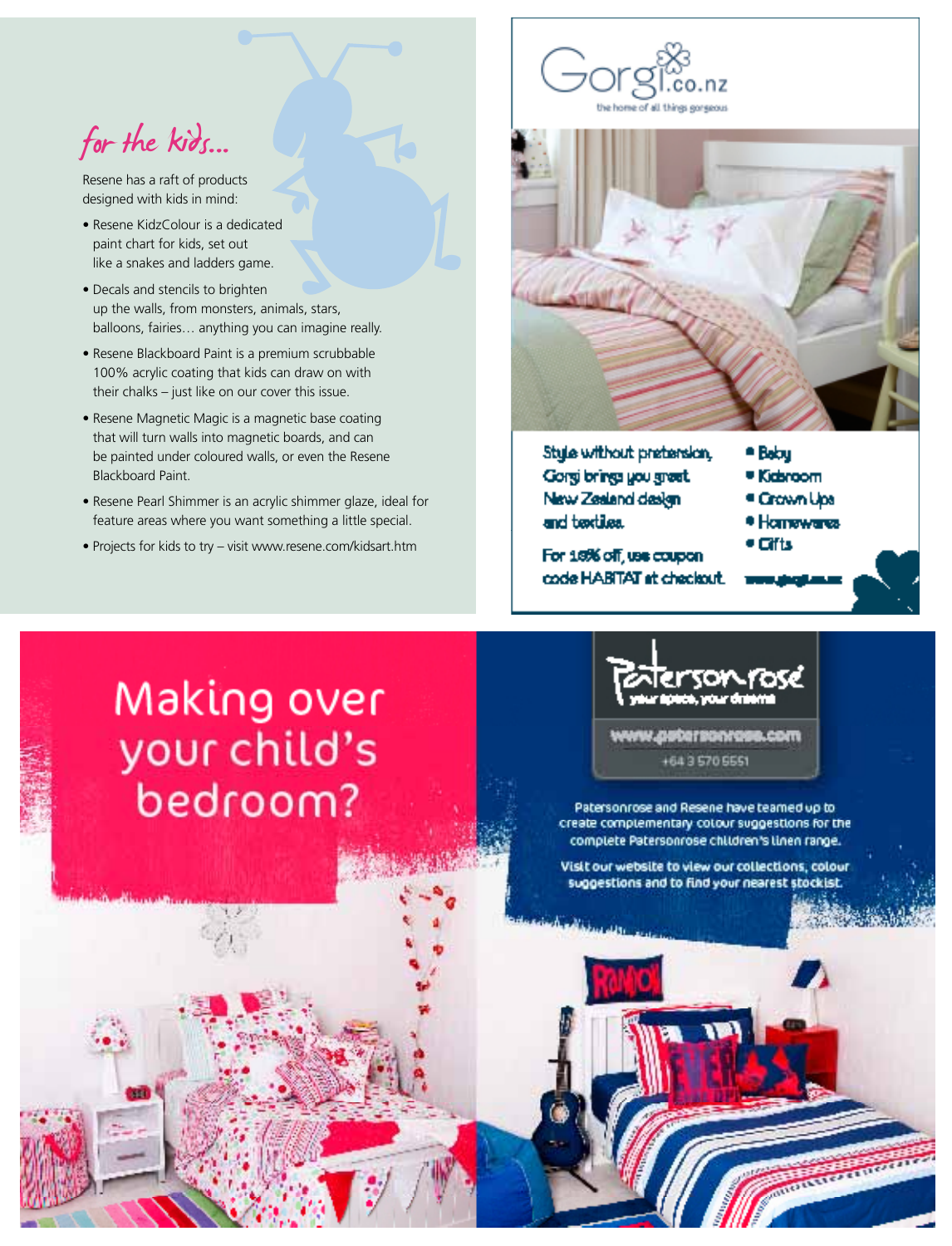# for the kids...

Resene has a raft of products designed with kids in mind:

- Resene KidzColour is a dedicated paint chart for kids, set out like a snakes and ladders game.
- Decals and stencils to brighten up the walls, from monsters, animals, stars, balloons, fairies… anything you can imagine really.
- Resene Blackboard Paint is a premium scrubbable 100% acrylic coating that kids can draw on with their chalks – just like on our cover this issue.
- Resene Magnetic Magic is a magnetic base coating that will turn walls into magnetic boards, and can be painted under coloured walls, or even the Resene Blackboard Paint.
- Resene Pearl Shimmer is an acrylic shimmer glaze, ideal for feature areas where you want something a little special.
- Projects for kids to try – visit www.resene.com/kidsart.htm

Gorgi.co.nz

the home of all things gorgeous

Style without pretension, Gorgi brings you great New Zealand design and textiles.

For 10% off, use coupon code HABITAT at checkout.

- Baby
- Kidsroom
- Grown Ups
- Homewares
- Gifts

www.gorgi.co.nz

## Making over your child's bedroom?

Patersonrose

your space, your dreams

www.patersonrose.com

+64 3 570 5551

Patersonrose and Resene have teamed up to create complementary colour suggestions for the complete Patersonrose children's linen range.

Visit our website to view our collections, colour suggestions and to find your nearest stockist.